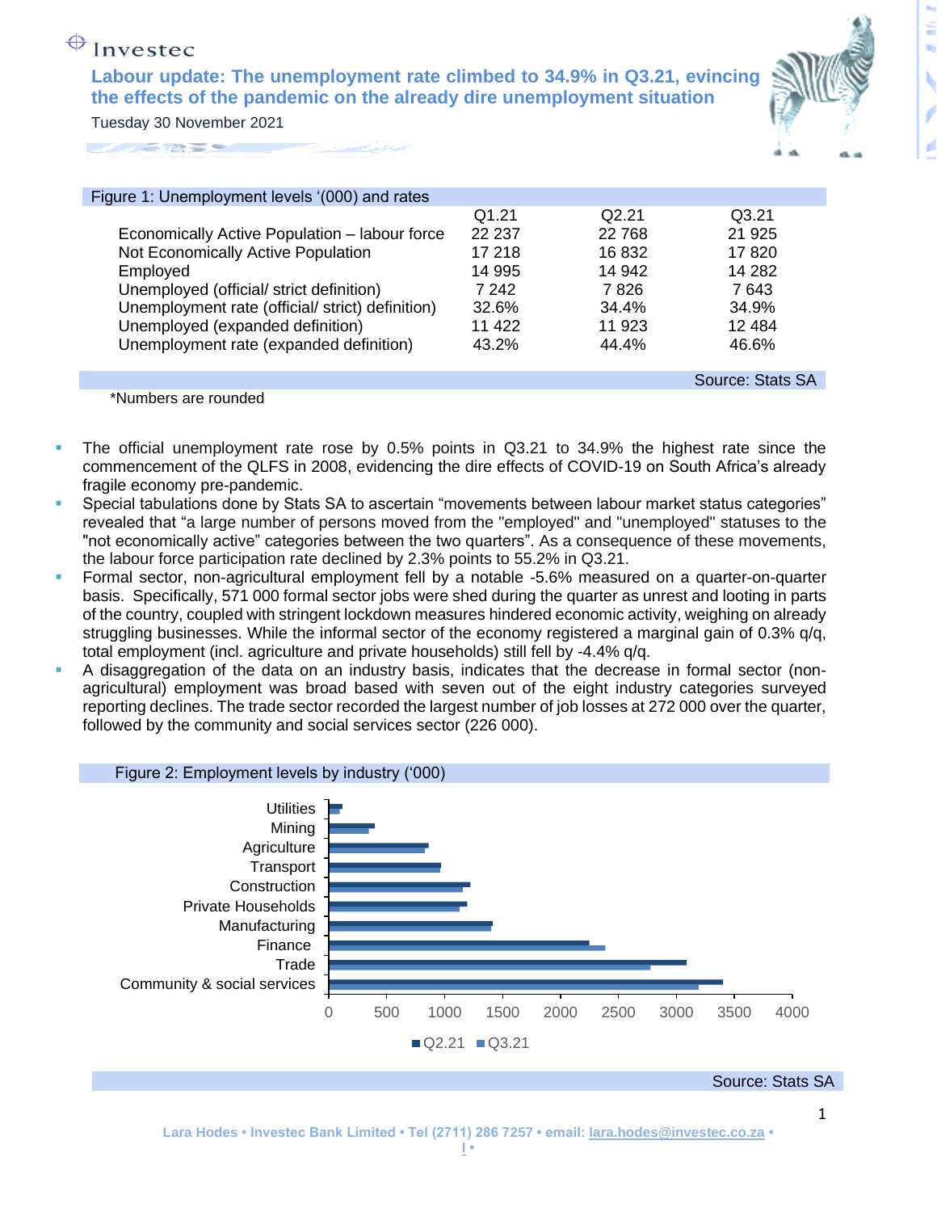Investec

# Labour update: The unemployment rate climbed to 34.9% in Q3.21, evincing the effects of the pandemic on the already dire unemployment situation

Tuesday 30 November 2021

Figure 1: Unemployment levels '(000) and rates

| | Q1.21 | Q2.21 | Q3.21 |
|---|---|---|---|
| Economically Active Population – labour force | 22 237 | 22 768 | 21 925 |
| Not Economically Active Population | 17 218 | 16 832 | 17 820 |
| Employed | 14 995 | 14 942 | 14 282 |
| Unemployed (official/ strict definition) | 7 242 | 7 826 | 7 643 |
| Unemployment rate (official/ strict) definition) | 32.6% | 34.4% | 34.9% |
| Unemployed (expanded definition) | 11 422 | 11 923 | 12 484 |
| Unemployment rate (expanded definition) | 43.2% | 44.4% | 46.6% |

Source: Stats SA

*Numbers are rounded

- The official unemployment rate rose by 0.5% points in Q3.21 to 34.9% the highest rate since the commencement of the QLFS in 2008, evidencing the dire effects of COVID-19 on South Africa's already fragile economy pre-pandemic.
- Special tabulations done by Stats SA to ascertain "movements between labour market status categories" revealed that "a large number of persons moved from the "employed" and "unemployed" statuses to the "not economically active" categories between the two quarters". As a consequence of these movements, the labour force participation rate declined by 2.3% points to 55.2% in Q3.21.
- Formal sector, non-agricultural employment fell by a notable -5.6% measured on a quarter-on-quarter basis. Specifically, 571 000 formal sector jobs were shed during the quarter as unrest and looting in parts of the country, coupled with stringent lockdown measures hindered economic activity, weighing on already struggling businesses. While the informal sector of the economy registered a marginal gain of 0.3% q/q, total employment (incl. agriculture and private households) still fell by -4.4% q/q.
- A disaggregation of the data on an industry basis, indicates that the decrease in formal sector (non-agricultural) employment was broad based with seven out of the eight industry categories surveyed reporting declines. The trade sector recorded the largest number of job losses at 272 000 over the quarter, followed by the community and social services sector (226 000).

Figure 2: Employment levels by industry ('000)

Source: Stats SA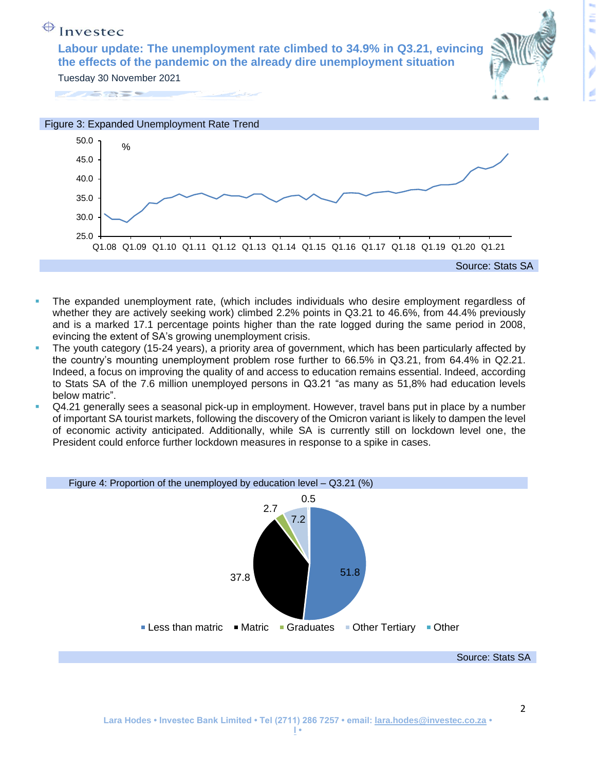Figure 3: Expanded Unemployment Rate Trend

Source: Stats SA

- The expanded unemployment rate, (which includes individuals who desire employment regardless of whether they are actively seeking work) climbed 2.2% points in Q3.21 to 46.6%, from 44.4% previously and is a marked 17.1 percentage points higher than the rate logged during the same period in 2008, evincing the extent of SA's growing unemployment crisis.
- The youth category (15-24 years), a priority area of government, which has been particularly affected by the country's mounting unemployment problem rose further to 66.5% in Q3.21, from 64.4% in Q2.21. Indeed, a focus on improving the quality of and access to education remains essential. Indeed, according to Stats SA of the 7.6 million unemployed persons in Q3.21 "as many as 51,8% had education levels below matric".
- Q4.21 generally sees a seasonal pick-up in employment. However, travel bans put in place by a number of important SA tourist markets, following the discovery of the Omicron variant is likely to dampen the level of economic activity anticipated. Additionally, while SA is currently still on lockdown level one, the President could enforce further lockdown measures in response to a spike in cases.

Figure 4: Proportion of the unemployed by education level – Q3.21 (%)

Source: Stats SA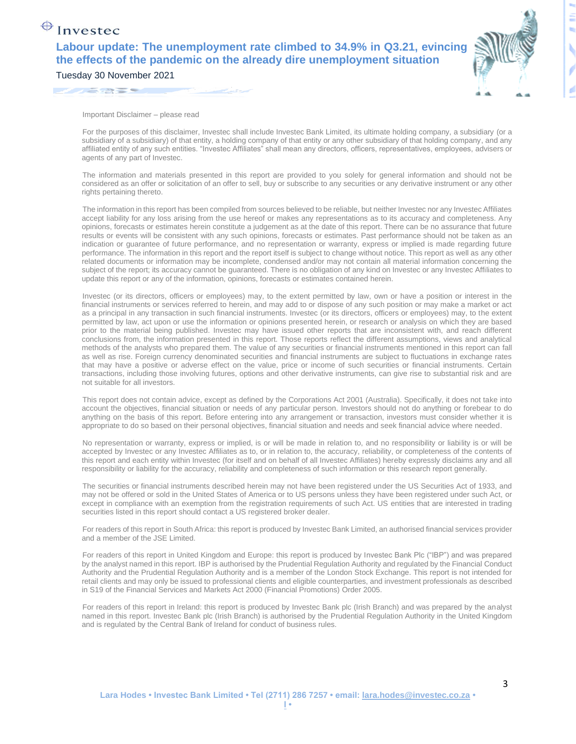Important Disclaimer – please read

For the purposes of this disclaimer, Investec shall include Investec Bank Limited, its ultimate holding company, a subsidiary (or a subsidiary of a subsidiary) of that entity, a holding company of that entity or any other subsidiary of that holding company, and any affiliated entity of any such entities. "Investec Affiliates" shall mean any directors, officers, representatives, employees, advisers or agents of any part of Investec.

The information and materials presented in this report are provided to you solely for general information and should not be considered as an offer or solicitation of an offer to sell, buy or subscribe to any securities or any derivative instrument or any other rights pertaining thereto.

The information in this report has been compiled from sources believed to be reliable, but neither Investec nor any Investec Affiliates accept liability for any loss arising from the use hereof or makes any representations as to its accuracy and completeness. Any opinions, forecasts or estimates herein constitute a judgement as at the date of this report. There can be no assurance that future results or events will be consistent with any such opinions, forecasts or estimates. Past performance should not be taken as an indication or guarantee of future performance, and no representation or warranty, express or implied is made regarding future performance. The information in this report and the report itself is subject to change without notice. This report as well as any other related documents or information may be incomplete, condensed and/or may not contain all material information concerning the subject of the report; its accuracy cannot be guaranteed. There is no obligation of any kind on Investec or any Investec Affiliates to update this report or any of the information, opinions, forecasts or estimates contained herein.

Investec (or its directors, officers or employees) may, to the extent permitted by law, own or have a position or interest in the financial instruments or services referred to herein, and may add to or dispose of any such position or may make a market or act as a principal in any transaction in such financial instruments. Investec (or its directors, officers or employees) may, to the extent permitted by law, act upon or use the information or opinions presented herein, or research or analysis on which they are based prior to the material being published. Investec may have issued other reports that are inconsistent with, and reach different conclusions from, the information presented in this report. Those reports reflect the different assumptions, views and analytical methods of the analysts who prepared them. The value of any securities or financial instruments mentioned in this report can fall as well as rise. Foreign currency denominated securities and financial instruments are subject to fluctuations in exchange rates that may have a positive or adverse effect on the value, price or income of such securities or financial instruments. Certain transactions, including those involving futures, options and other derivative instruments, can give rise to substantial risk and are not suitable for all investors.

This report does not contain advice, except as defined by the Corporations Act 2001 (Australia). Specifically, it does not take into account the objectives, financial situation or needs of any particular person. Investors should not do anything or forebear to do anything on the basis of this report. Before entering into any arrangement or transaction, investors must consider whether it is appropriate to do so based on their personal objectives, financial situation and needs and seek financial advice where needed.

No representation or warranty, express or implied, is or will be made in relation to, and no responsibility or liability is or will be accepted by Investec or any Investec Affiliates as to, or in relation to, the accuracy, reliability, or completeness of the contents of this report and each entity within Investec (for itself and on behalf of all Investec Affiliates) hereby expressly disclaims any and all responsibility or liability for the accuracy, reliability and completeness of such information or this research report generally.

The securities or financial instruments described herein may not have been registered under the US Securities Act of 1933, and may not be offered or sold in the United States of America or to US persons unless they have been registered under such Act, or except in compliance with an exemption from the registration requirements of such Act. US entities that are interested in trading securities listed in this report should contact a US registered broker dealer.

For readers of this report in South Africa: this report is produced by Investec Bank Limited, an authorised financial services provider and a member of the JSE Limited.

For readers of this report in United Kingdom and Europe: this report is produced by Investec Bank Plc ("IBP") and was prepared by the analyst named in this report. IBP is authorised by the Prudential Regulation Authority and regulated by the Financial Conduct Authority and the Prudential Regulation Authority and is a member of the London Stock Exchange. This report is not intended for retail clients and may only be issued to professional clients and eligible counterparties, and investment professionals as described in S19 of the Financial Services and Markets Act 2000 (Financial Promotions) Order 2005.

For readers of this report in Ireland: this report is produced by Investec Bank plc (Irish Branch) and was prepared by the analyst named in this report. Investec Bank plc (Irish Branch) is authorised by the Prudential Regulation Authority in the United Kingdom and is regulated by the Central Bank of Ireland for conduct of business rules.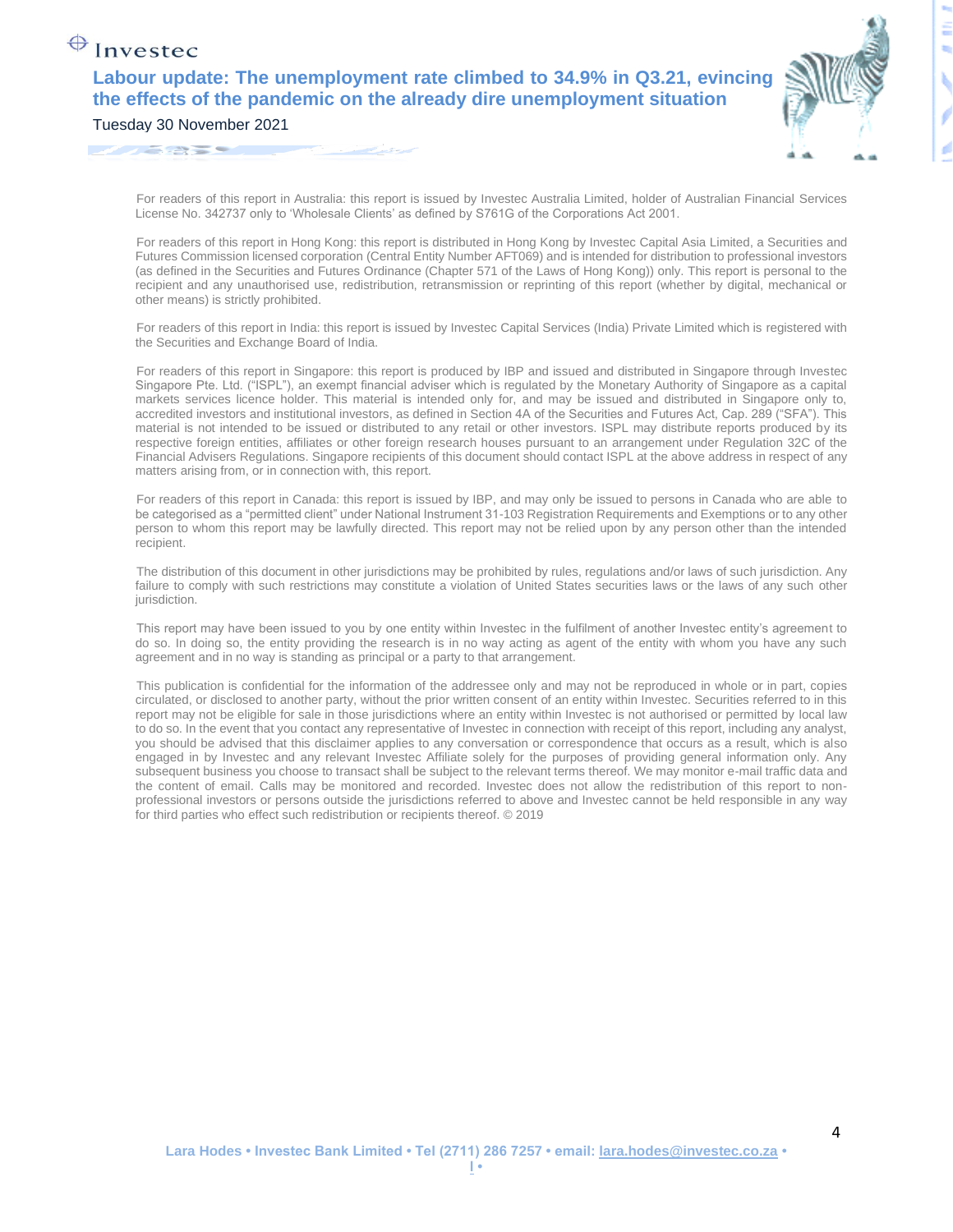For readers of this report in Australia: this report is issued by Investec Australia Limited, holder of Australian Financial Services License No. 342737 only to 'Wholesale Clients' as defined by S761G of the Corporations Act 2001.

For readers of this report in Hong Kong: this report is distributed in Hong Kong by Investec Capital Asia Limited, a Securities and Futures Commission licensed corporation (Central Entity Number AFT069) and is intended for distribution to professional investors (as defined in the Securities and Futures Ordinance (Chapter 571 of the Laws of Hong Kong)) only. This report is personal to the recipient and any unauthorised use, redistribution, retransmission or reprinting of this report (whether by digital, mechanical or other means) is strictly prohibited.

For readers of this report in India: this report is issued by Investec Capital Services (India) Private Limited which is registered with the Securities and Exchange Board of India.

For readers of this report in Singapore: this report is produced by IBP and issued and distributed in Singapore through Investec Singapore Pte. Ltd. ("ISPL"), an exempt financial adviser which is regulated by the Monetary Authority of Singapore as a capital markets services licence holder. This material is intended only for, and may be issued and distributed in Singapore only to, accredited investors and institutional investors, as defined in Section 4A of the Securities and Futures Act, Cap. 289 ("SFA"). This material is not intended to be issued or distributed to any retail or other investors. ISPL may distribute reports produced by its respective foreign entities, affiliates or other foreign research houses pursuant to an arrangement under Regulation 32C of the Financial Advisers Regulations. Singapore recipients of this document should contact ISPL at the above address in respect of any matters arising from, or in connection with, this report.

For readers of this report in Canada: this report is issued by IBP, and may only be issued to persons in Canada who are able to be categorised as a "permitted client" under National Instrument 31-103 Registration Requirements and Exemptions or to any other person to whom this report may be lawfully directed. This report may not be relied upon by any person other than the intended recipient.

The distribution of this document in other jurisdictions may be prohibited by rules, regulations and/or laws of such jurisdiction. Any failure to comply with such restrictions may constitute a violation of United States securities laws or the laws of any such other jurisdiction.

This report may have been issued to you by one entity within Investec in the fulfilment of another Investec entity's agreement to do so. In doing so, the entity providing the research is in no way acting as agent of the entity with whom you have any such agreement and in no way is standing as principal or a party to that arrangement.

This publication is confidential for the information of the addressee only and may not be reproduced in whole or in part, copies circulated, or disclosed to another party, without the prior written consent of an entity within Investec. Securities referred to in this report may not be eligible for sale in those jurisdictions where an entity within Investec is not authorised or permitted by local law to do so. In the event that you contact any representative of Investec in connection with receipt of this report, including any analyst, you should be advised that this disclaimer applies to any conversation or correspondence that occurs as a result, which is also engaged in by Investec and any relevant Investec Affiliate solely for the purposes of providing general information only. Any subsequent business you choose to transact shall be subject to the relevant terms thereof. We may monitor e-mail traffic data and the content of email. Calls may be monitored and recorded. Investec does not allow the redistribution of this report to non-professional investors or persons outside the jurisdictions referred to above and Investec cannot be held responsible in any way for third parties who effect such redistribution or recipients thereof. © 2019